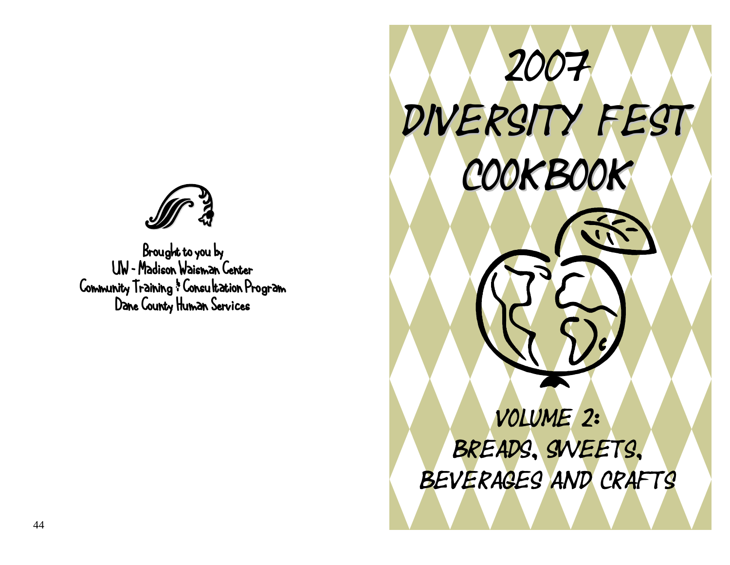Brought to you by
UW - Madison Waisman Center
Community Training & Consultation Program
Dane County Human Services

# 2007 Diversity Fest Cookbook

## Volume 2: Breads, Sweets, Beverages and Crafts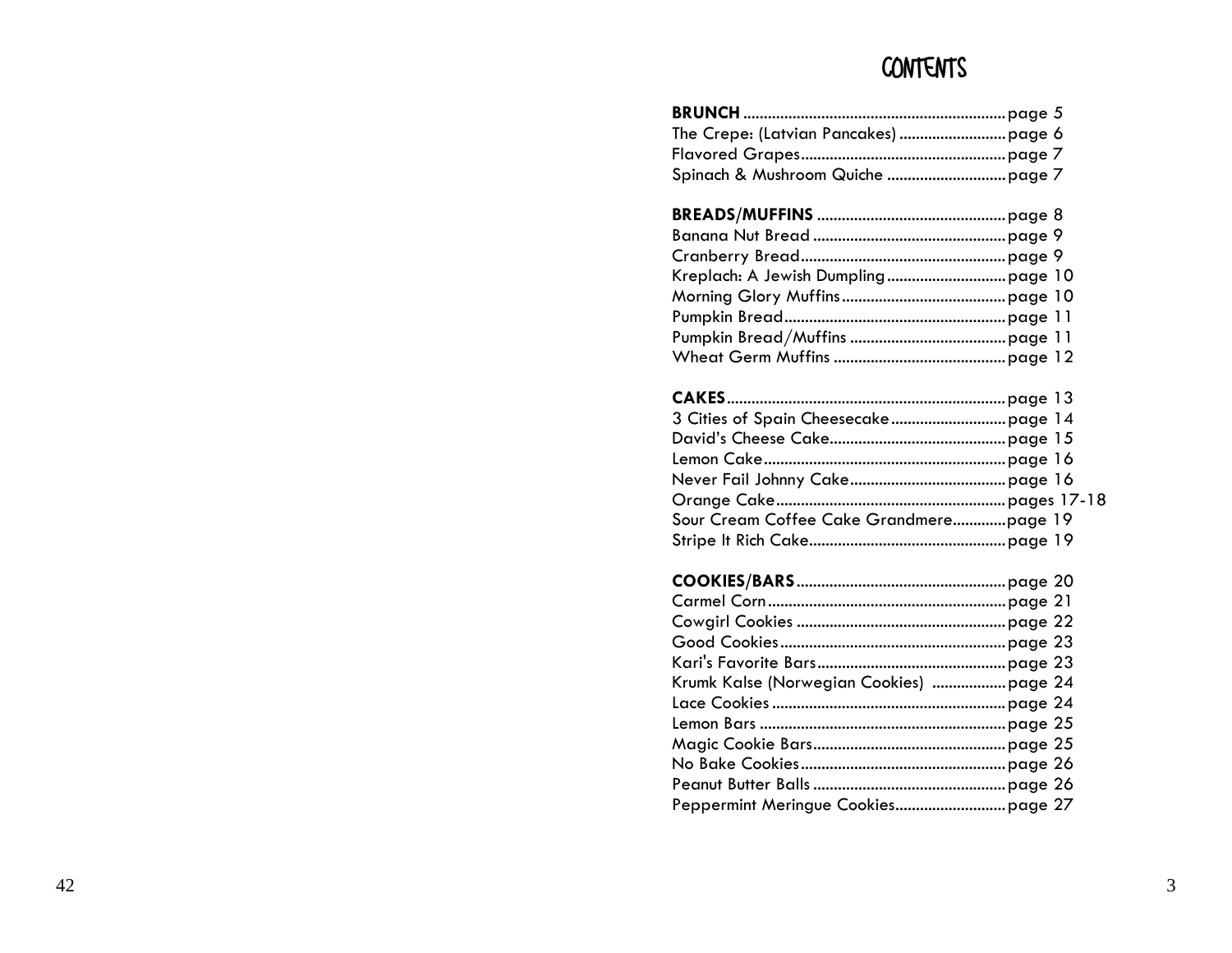# CONTENTS

**BRUNCH** ............................................................... page 5
The Crepe: (Latvian Pancakes) .......................... page 6
Flavored Grapes................................................. page 7
Spinach & Mushroom Quiche ............................ page 7

**BREADS/MUFFINS** ............................................. page 8
Banana Nut Bread .............................................. page 9
Cranberry Bread................................................. page 9
Kreplach: A Jewish Dumpling ............................ page 10
Morning Glory Muffins........................................ page 10
Pumpkin Bread.................................................... page 11
Pumpkin Bread/Muffins ..................................... page 11
Wheat Germ Muffins ......................................... page 12

**CAKES**.................................................................. page 13
3 Cities of Spain Cheesecake ........................... page 14
David's Cheese Cake.......................................... page 15
Lemon Cake........................................................ page 16
Never Fail Johnny Cake..................................... page 16
Orange Cake...................................................... pages 17-18
Sour Cream Coffee Cake Grandmere............page 19
Stripe It Rich Cake............................................. page 19

**COOKIES/BARS** ................................................. page 20
Carmel Corn........................................................ page 21
Cowgirl Cookies ................................................. page 22
Good Cookies..................................................... page 23
Kari's Favorite Bars............................................. page 23
Krumk Kalse (Norwegian Cookies) ................. page 24
Lace Cookies ...................................................... page 24
Lemon Bars ........................................................ page 25
Magic Cookie Bars.............................................. page 25
No Bake Cookies................................................ page 26
Peanut Butter Balls ............................................. page 26
Peppermint Meringue Cookies.......................... page 27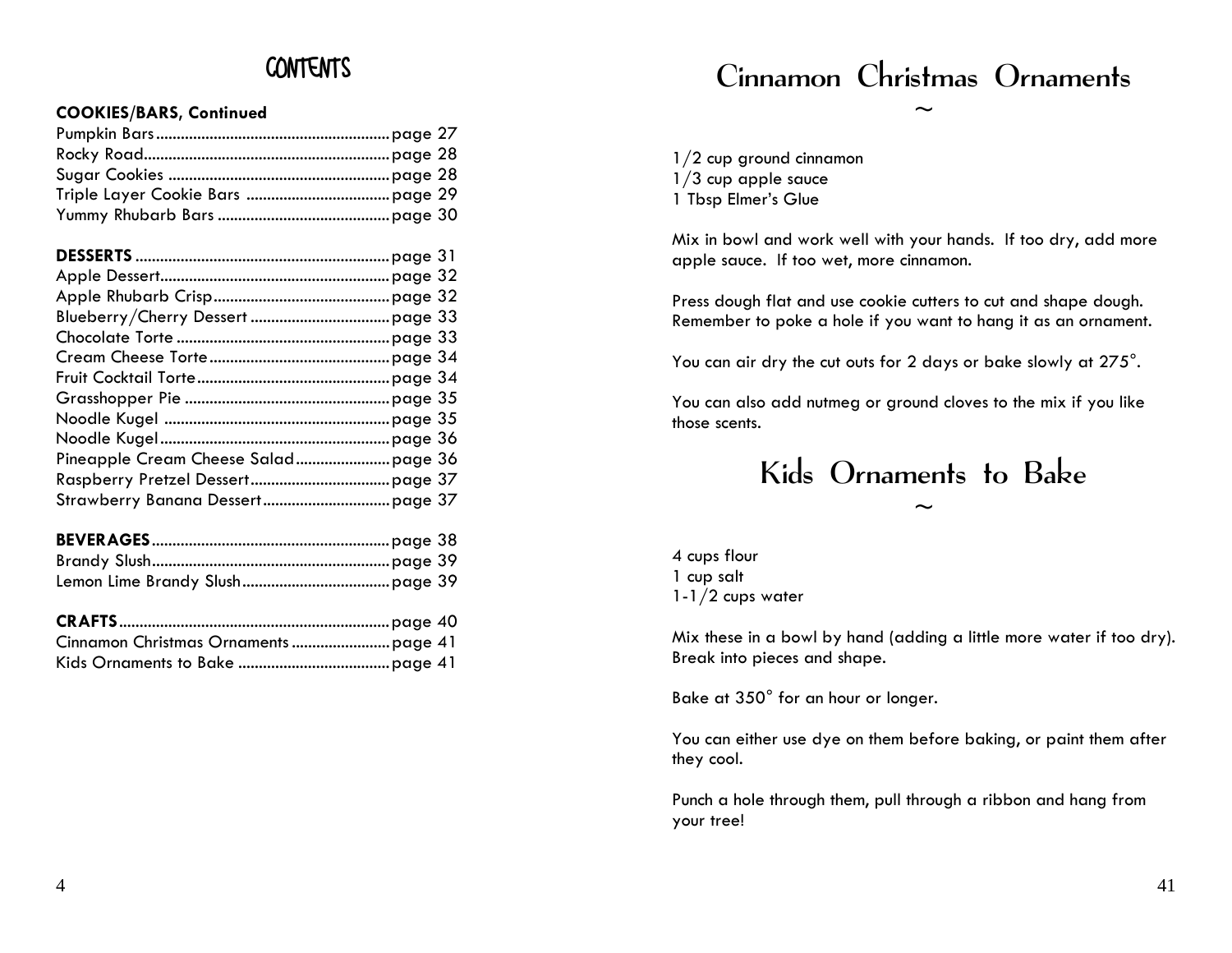# CONTENTS

**COOKIES/BARS, Continued**

| | |
|---|---|
| Pumpkin Bars | page 27 |
| Rocky Road | page 28 |
| Sugar Cookies | page 28 |
| Triple Layer Cookie Bars | page 29 |
| Yummy Rhubarb Bars | page 30 |
| **DESSERTS** | page 31 |
| Apple Dessert | page 32 |
| Apple Rhubarb Crisp | page 32 |
| Blueberry/Cherry Dessert | page 33 |
| Chocolate Torte | page 33 |
| Cream Cheese Torte | page 34 |
| Fruit Cocktail Torte | page 34 |
| Grasshopper Pie | page 35 |
| Noodle Kugel | page 35 |
| Noodle Kugel | page 36 |
| Pineapple Cream Cheese Salad | page 36 |
| Raspberry Pretzel Dessert | page 37 |
| Strawberry Banana Dessert | page 37 |
| **BEVERAGES** | page 38 |
| Brandy Slush | page 39 |
| Lemon Lime Brandy Slush | page 39 |
| **CRAFTS** | page 40 |
| Cinnamon Christmas Ornaments | page 41 |
| Kids Ornaments to Bake | page 41 |

# Cinnamon Christmas Ornaments

~

1/2 cup ground cinnamon
1/3 cup apple sauce
1 Tbsp Elmer's Glue

Mix in bowl and work well with your hands. If too dry, add more apple sauce. If too wet, more cinnamon.

Press dough flat and use cookie cutters to cut and shape dough. Remember to poke a hole if you want to hang it as an ornament.

You can air dry the cut outs for 2 days or bake slowly at 275°.

You can also add nutmeg or ground cloves to the mix if you like those scents.

# Kids Ornaments to Bake

~

4 cups flour
1 cup salt
1-1/2 cups water

Mix these in a bowl by hand (adding a little more water if too dry). Break into pieces and shape.

Bake at 350° for an hour or longer.

You can either use dye on them before baking, or paint them after they cool.

Punch a hole through them, pull through a ribbon and hang from your tree!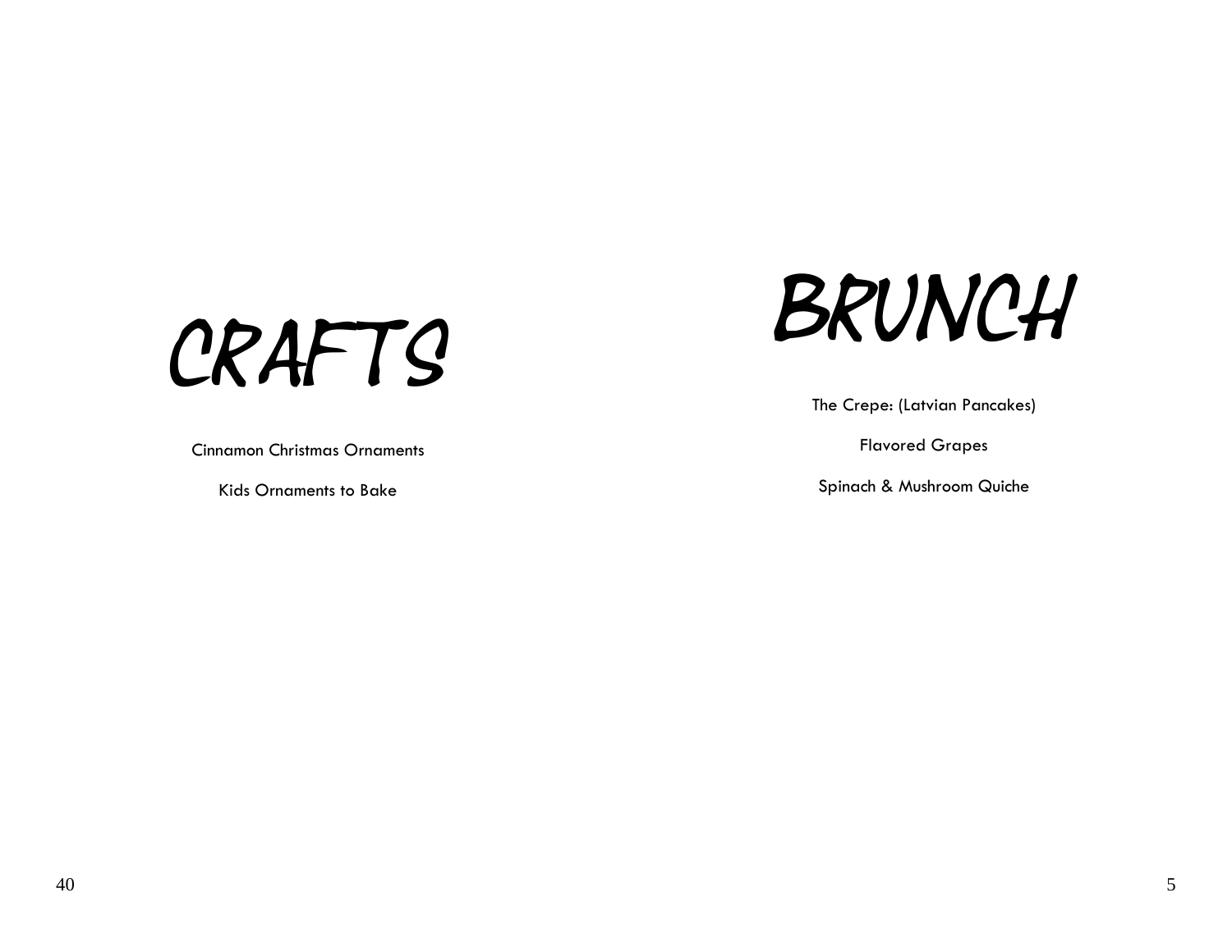# CRAFTS

Cinnamon Christmas Ornaments

Kids Ornaments to Bake

# BRUNCH

The Crepe: (Latvian Pancakes)

Flavored Grapes

Spinach & Mushroom Quiche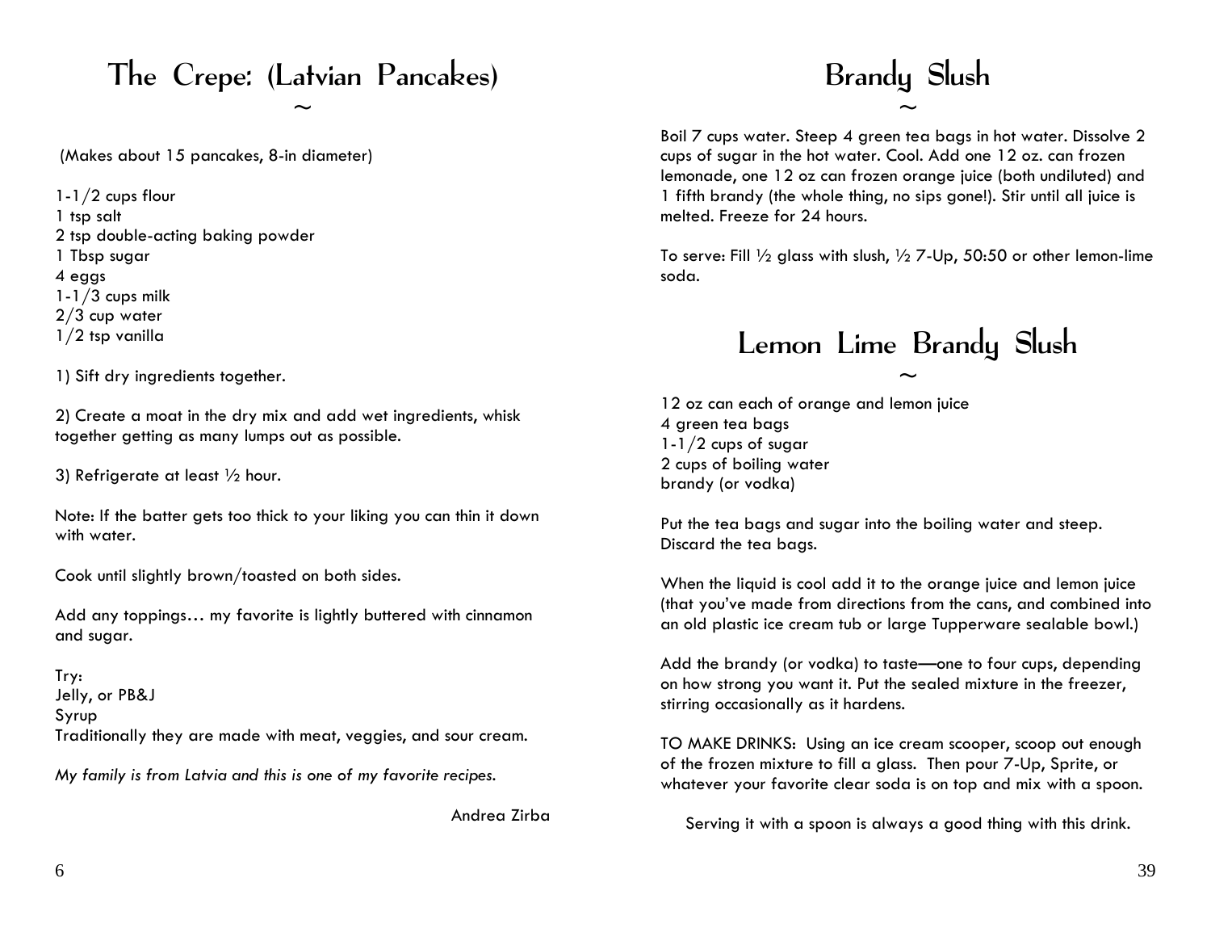# The Crepe: (Latvian Pancakes)

~

(Makes about 15 pancakes, 8-in diameter)

1-1/2 cups flour
1 tsp salt
2 tsp double-acting baking powder
1 Tbsp sugar
4 eggs
1-1/3 cups milk
2/3 cup water
1/2 tsp vanilla

1) Sift dry ingredients together.

2) Create a moat in the dry mix and add wet ingredients, whisk together getting as many lumps out as possible.

3) Refrigerate at least ½ hour.

Note: If the batter gets too thick to your liking you can thin it down with water.

Cook until slightly brown/toasted on both sides.

Add any toppings… my favorite is lightly buttered with cinnamon and sugar.

Try:
Jelly, or PB&J
Syrup
Traditionally they are made with meat, veggies, and sour cream.

*My family is from Latvia and this is one of my favorite recipes.*

Andrea Zirba

# Brandy Slush

~

Boil 7 cups water. Steep 4 green tea bags in hot water. Dissolve 2 cups of sugar in the hot water. Cool. Add one 12 oz. can frozen lemonade, one 12 oz can frozen orange juice (both undiluted) and 1 fifth brandy (the whole thing, no sips gone!). Stir until all juice is melted. Freeze for 24 hours.

To serve: Fill ½ glass with slush, ½ 7-Up, 50:50 or other lemon-lime soda.

# Lemon Lime Brandy Slush

~

12 oz can each of orange and lemon juice
4 green tea bags
1-1/2 cups of sugar
2 cups of boiling water
brandy (or vodka)

Put the tea bags and sugar into the boiling water and steep. Discard the tea bags.

When the liquid is cool add it to the orange juice and lemon juice (that you've made from directions from the cans, and combined into an old plastic ice cream tub or large Tupperware sealable bowl.)

Add the brandy (or vodka) to taste—one to four cups, depending on how strong you want it. Put the sealed mixture in the freezer, stirring occasionally as it hardens.

TO MAKE DRINKS: Using an ice cream scooper, scoop out enough of the frozen mixture to fill a glass. Then pour 7-Up, Sprite, or whatever your favorite clear soda is on top and mix with a spoon.

Serving it with a spoon is always a good thing with this drink.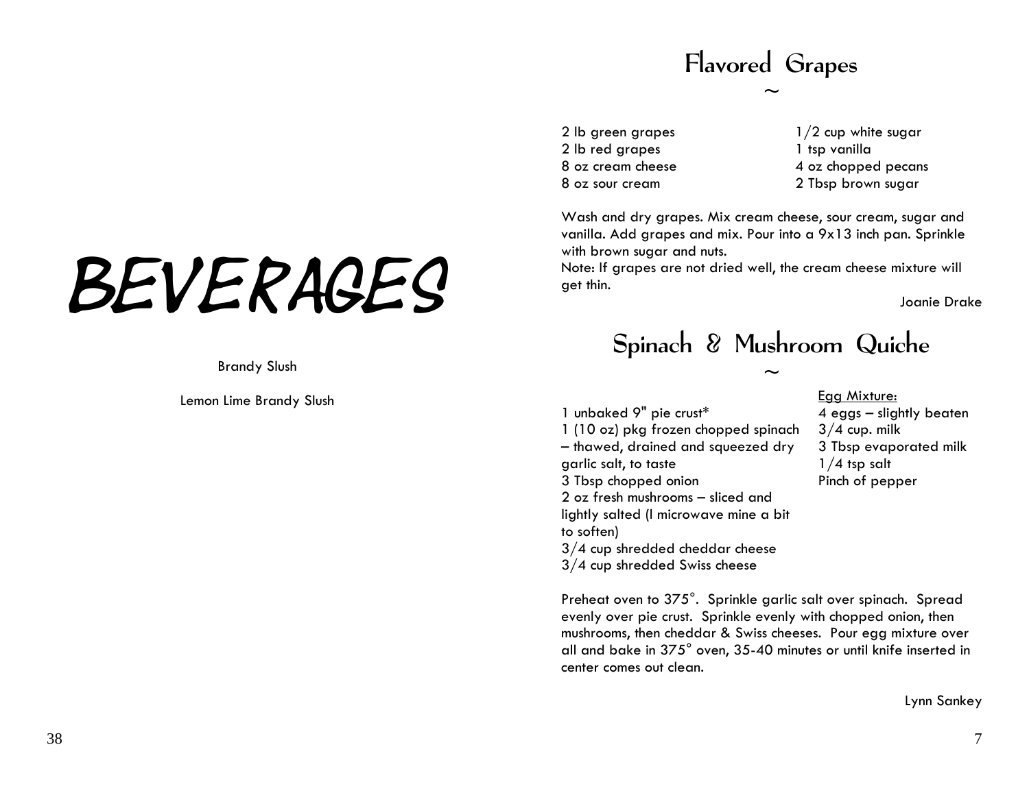# BEVERAGES

Brandy Slush

Lemon Lime Brandy Slush

## Flavored Grapes

~

2 lb green grapes
2 lb red grapes
8 oz cream cheese
8 oz sour cream
1/2 cup white sugar
1 tsp vanilla
4 oz chopped pecans
2 Tbsp brown sugar

Wash and dry grapes. Mix cream cheese, sour cream, sugar and vanilla. Add grapes and mix. Pour into a 9x13 inch pan. Sprinkle with brown sugar and nuts.
Note: If grapes are not dried well, the cream cheese mixture will get thin.

Joanie Drake

## Spinach & Mushroom Quiche

~

1 unbaked 9" pie crust*
1 (10 oz) pkg frozen chopped spinach – thawed, drained and squeezed dry
garlic salt, to taste
3 Tbsp chopped onion
2 oz fresh mushrooms – sliced and lightly salted (I microwave mine a bit to soften)
3/4 cup shredded cheddar cheese
3/4 cup shredded Swiss cheese

Egg Mixture:
4 eggs – slightly beaten
3/4 cup. milk
3 Tbsp evaporated milk
1/4 tsp salt
Pinch of pepper

Preheat oven to 375°. Sprinkle garlic salt over spinach. Spread evenly over pie crust. Sprinkle evenly with chopped onion, then mushrooms, then cheddar & Swiss cheeses. Pour egg mixture over all and bake in 375° oven, 35-40 minutes or until knife inserted in center comes out clean.

Lynn Sankey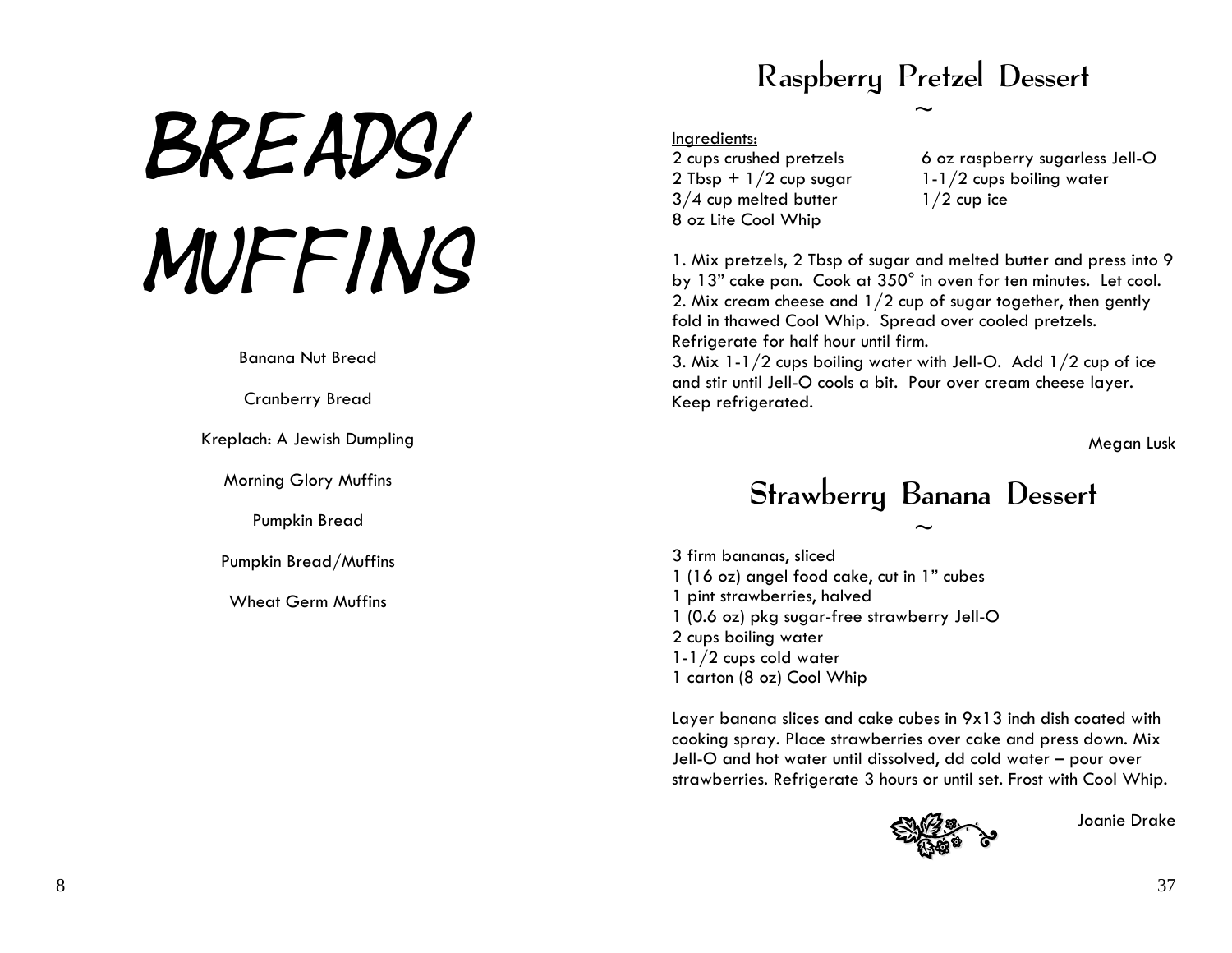# BREADS/ MUFFINS

Banana Nut Bread

Cranberry Bread

Kreplach: A Jewish Dumpling

Morning Glory Muffins

Pumpkin Bread

Pumpkin Bread/Muffins

Wheat Germ Muffins

## Raspberry Pretzel Dessert

~

Ingredients:

2 cups crushed pretzels
2 Tbsp + 1/2 cup sugar
3/4 cup melted butter
8 oz Lite Cool Whip
6 oz raspberry sugarless Jell-O
1-1/2 cups boiling water
1/2 cup ice

1. Mix pretzels, 2 Tbsp of sugar and melted butter and press into 9 by 13" cake pan. Cook at 350° in oven for ten minutes. Let cool.
2. Mix cream cheese and 1/2 cup of sugar together, then gently fold in thawed Cool Whip. Spread over cooled pretzels. Refrigerate for half hour until firm.
3. Mix 1-1/2 cups boiling water with Jell-O. Add 1/2 cup of ice and stir until Jell-O cools a bit. Pour over cream cheese layer. Keep refrigerated.

Megan Lusk

## Strawberry Banana Dessert

~

3 firm bananas, sliced
1 (16 oz) angel food cake, cut in 1" cubes
1 pint strawberries, halved
1 (0.6 oz) pkg sugar-free strawberry Jell-O
2 cups boiling water
1-1/2 cups cold water
1 carton (8 oz) Cool Whip

Layer banana slices and cake cubes in 9x13 inch dish coated with cooking spray. Place strawberries over cake and press down. Mix Jell-O and hot water until dissolved, dd cold water – pour over strawberries. Refrigerate 3 hours or until set. Frost with Cool Whip.

Joanie Drake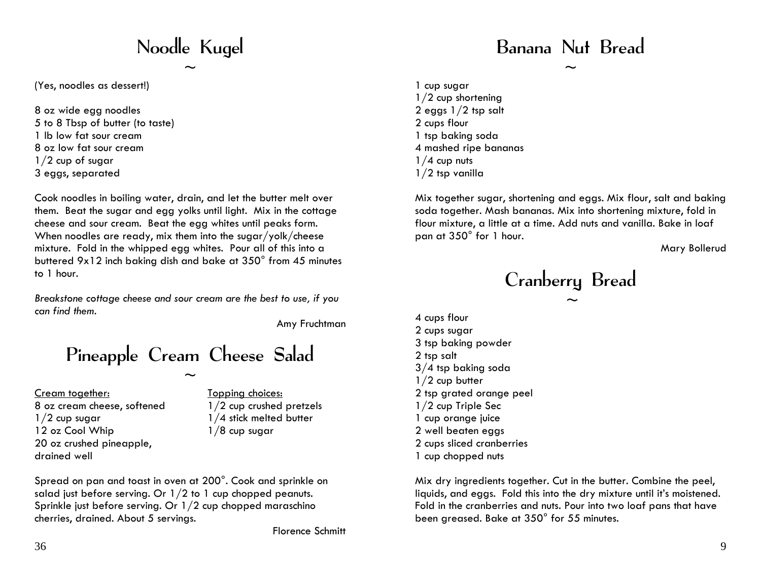# Noodle Kugel

~

(Yes, noodles as dessert!)

8 oz wide egg noodles
5 to 8 Tbsp of butter (to taste)
1 lb low fat sour cream
8 oz low fat sour cream
1/2 cup of sugar
3 eggs, separated

Cook noodles in boiling water, drain, and let the butter melt over them. Beat the sugar and egg yolks until light. Mix in the cottage cheese and sour cream. Beat the egg whites until peaks form. When noodles are ready, mix them into the sugar/yolk/cheese mixture. Fold in the whipped egg whites. Pour all of this into a buttered 9x12 inch baking dish and bake at 350° from 45 minutes to 1 hour.

*Breakstone cottage cheese and sour cream are the best to use, if you can find them.*

Amy Fruchtman

# Pineapple Cream Cheese Salad

~

<u>Cream together:</u>
8 oz cream cheese, softened
1/2 cup sugar
12 oz Cool Whip
20 oz crushed pineapple, drained well

<u>Topping choices:</u>
1/2 cup crushed pretzels
1/4 stick melted butter
1/8 cup sugar

Spread on pan and toast in oven at 200°. Cook and sprinkle on salad just before serving. Or 1/2 to 1 cup chopped peanuts. Sprinkle just before serving. Or 1/2 cup chopped maraschino cherries, drained. About 5 servings.

Florence Schmitt

# Banana Nut Bread

~

1 cup sugar
1/2 cup shortening
2 eggs 1/2 tsp salt
2 cups flour
1 tsp baking soda
4 mashed ripe bananas
1/4 cup nuts
1/2 tsp vanilla

Mix together sugar, shortening and eggs. Mix flour, salt and baking soda together. Mash bananas. Mix into shortening mixture, fold in flour mixture, a little at a time. Add nuts and vanilla. Bake in loaf pan at 350° for 1 hour.

Mary Bollerud

# Cranberry Bread

~

4 cups flour
2 cups sugar
3 tsp baking powder
2 tsp salt
3/4 tsp baking soda
1/2 cup butter
2 tsp grated orange peel
1/2 cup Triple Sec
1 cup orange juice
2 well beaten eggs
2 cups sliced cranberries
1 cup chopped nuts

Mix dry ingredients together. Cut in the butter. Combine the peel, liquids, and eggs. Fold this into the dry mixture until it's moistened. Fold in the cranberries and nuts. Pour into two loaf pans that have been greased. Bake at 350° for 55 minutes.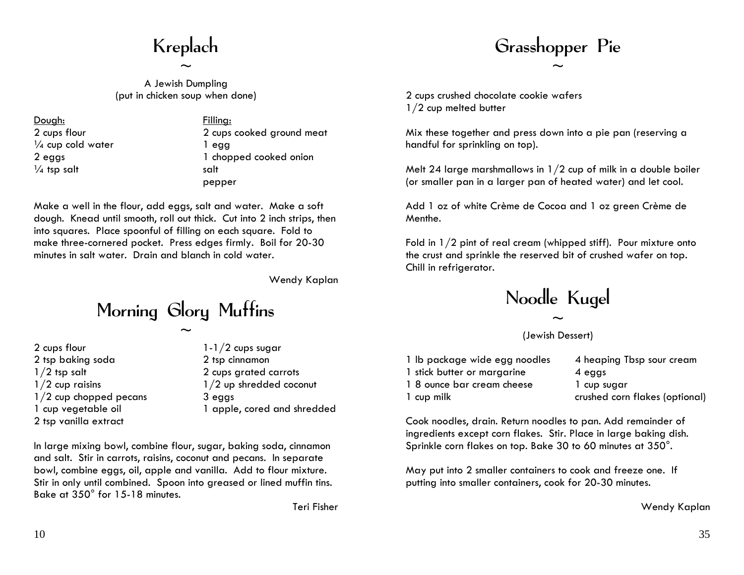# Kreplach

~

A Jewish Dumpling
(put in chicken soup when done)

**Dough:**
- 2 cups flour
- ¼ cup cold water
- 2 eggs
- ¼ tsp salt

**Filling:**
- 2 cups cooked ground meat
- 1 egg
- 1 chopped cooked onion
- salt
- pepper

Make a well in the flour, add eggs, salt and water. Make a soft dough. Knead until smooth, roll out thick. Cut into 2 inch strips, then into squares. Place spoonful of filling on each square. Fold to make three-cornered pocket. Press edges firmly. Boil for 20-30 minutes in salt water. Drain and blanch in cold water.

Wendy Kaplan

# Morning Glory Muffins

~

- 2 cups flour
- 2 tsp baking soda
- 1/2 tsp salt
- 1/2 cup raisins
- 1/2 cup chopped pecans
- 1 cup vegetable oil
- 2 tsp vanilla extract
- 1-1/2 cups sugar
- 2 tsp cinnamon
- 2 cups grated carrots
- 1/2 up shredded coconut
- 3 eggs
- 1 apple, cored and shredded

In large mixing bowl, combine flour, sugar, baking soda, cinnamon and salt. Stir in carrots, raisins, coconut and pecans. In separate bowl, combine eggs, oil, apple and vanilla. Add to flour mixture. Stir in only until combined. Spoon into greased or lined muffin tins. Bake at 350° for 15-18 minutes.

Teri Fisher

# Grasshopper Pie

~

2 cups crushed chocolate cookie wafers
1/2 cup melted butter

Mix these together and press down into a pie pan (reserving a handful for sprinkling on top).

Melt 24 large marshmallows in 1/2 cup of milk in a double boiler (or smaller pan in a larger pan of heated water) and let cool.

Add 1 oz of white Crème de Cocoa and 1 oz green Crème de Menthe.

Fold in 1/2 pint of real cream (whipped stiff). Pour mixture onto the crust and sprinkle the reserved bit of crushed wafer on top. Chill in refrigerator.

# Noodle Kugel

~

(Jewish Dessert)

- 1 lb package wide egg noodles
- 1 stick butter or margarine
- 1 8 ounce bar cream cheese
- 1 cup milk
- 4 heaping Tbsp sour cream
- 4 eggs
- 1 cup sugar
- crushed corn flakes (optional)

Cook noodles, drain. Return noodles to pan. Add remainder of ingredients except corn flakes. Stir. Place in large baking dish. Sprinkle corn flakes on top. Bake 30 to 60 minutes at 350°.

May put into 2 smaller containers to cook and freeze one. If putting into smaller containers, cook for 20-30 minutes.

Wendy Kaplan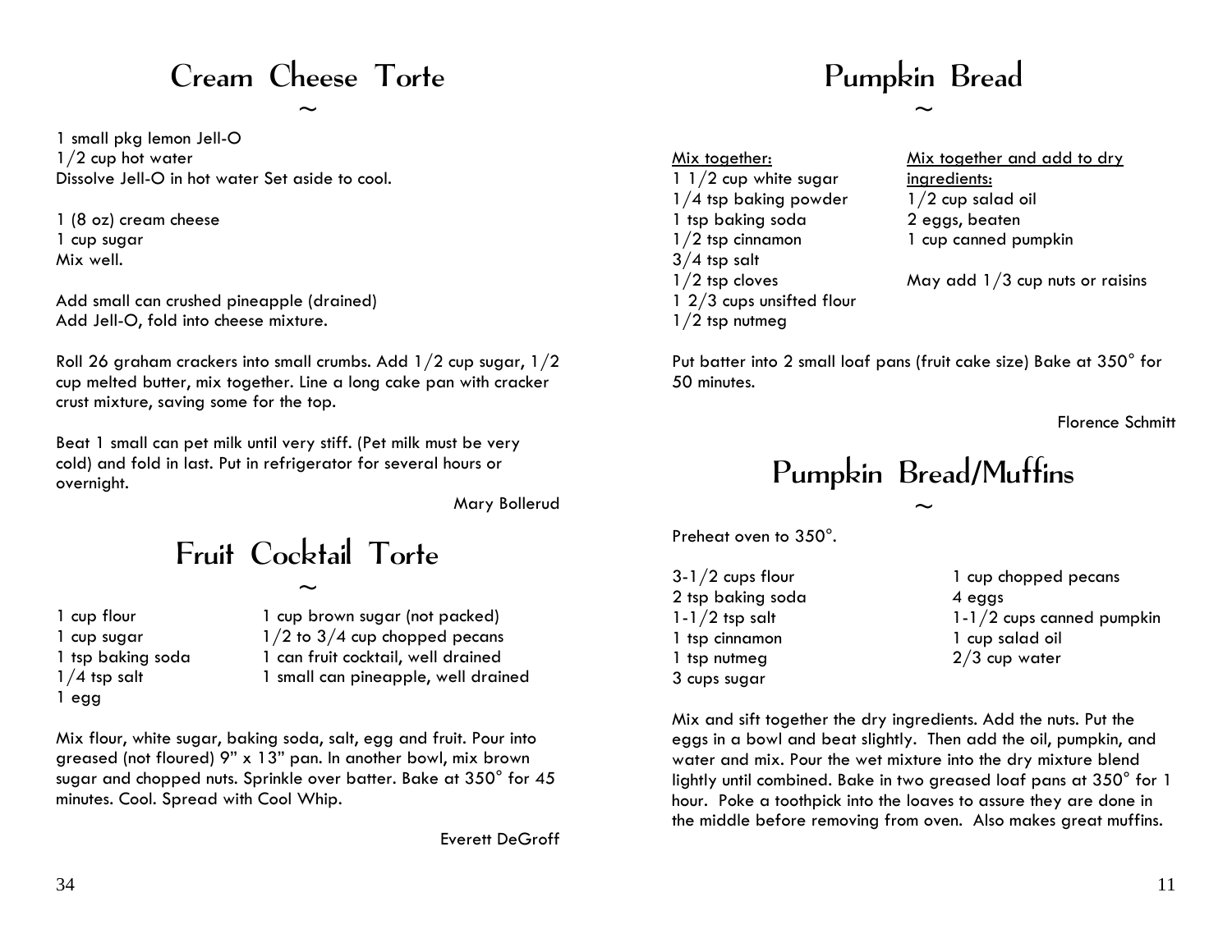# Cream Cheese Torte

~

1 small pkg lemon Jell-O
1/2 cup hot water
Dissolve Jell-O in hot water Set aside to cool.

1 (8 oz) cream cheese
1 cup sugar
Mix well.

Add small can crushed pineapple (drained)
Add Jell-O, fold into cheese mixture.

Roll 26 graham crackers into small crumbs. Add 1/2 cup sugar, 1/2 cup melted butter, mix together. Line a long cake pan with cracker crust mixture, saving some for the top.

Beat 1 small can pet milk until very stiff. (Pet milk must be very cold) and fold in last. Put in refrigerator for several hours or overnight.

Mary Bollerud

# Fruit Cocktail Torte

~

1 cup flour
1 cup sugar
1 tsp baking soda
1/4 tsp salt
1 egg

1 cup brown sugar (not packed)
1/2 to 3/4 cup chopped pecans
1 can fruit cocktail, well drained
1 small can pineapple, well drained

Mix flour, white sugar, baking soda, salt, egg and fruit. Pour into greased (not floured) 9" x 13" pan. In another bowl, mix brown sugar and chopped nuts. Sprinkle over batter. Bake at 350° for 45 minutes. Cool. Spread with Cool Whip.

Everett DeGroff

# Pumpkin Bread

~

<u>Mix together:</u>
1 1/2 cup white sugar
1/4 tsp baking powder
1 tsp baking soda
1/2 tsp cinnamon
3/4 tsp salt
1/2 tsp cloves
1 2/3 cups unsifted flour
1/2 tsp nutmeg

<u>Mix together and add to dry ingredients:</u>
1/2 cup salad oil
2 eggs, beaten
1 cup canned pumpkin

May add 1/3 cup nuts or raisins

Put batter into 2 small loaf pans (fruit cake size) Bake at 350° for 50 minutes.

Florence Schmitt

# Pumpkin Bread/Muffins

~

Preheat oven to 350°.

3-1/2 cups flour
2 tsp baking soda
1-1/2 tsp salt
1 tsp cinnamon
1 tsp nutmeg
3 cups sugar

1 cup chopped pecans
4 eggs
1-1/2 cups canned pumpkin
1 cup salad oil
2/3 cup water

Mix and sift together the dry ingredients. Add the nuts. Put the eggs in a bowl and beat slightly. Then add the oil, pumpkin, and water and mix. Pour the wet mixture into the dry mixture blend lightly until combined. Bake in two greased loaf pans at 350° for 1 hour. Poke a toothpick into the loaves to assure they are done in the middle before removing from oven. Also makes great muffins.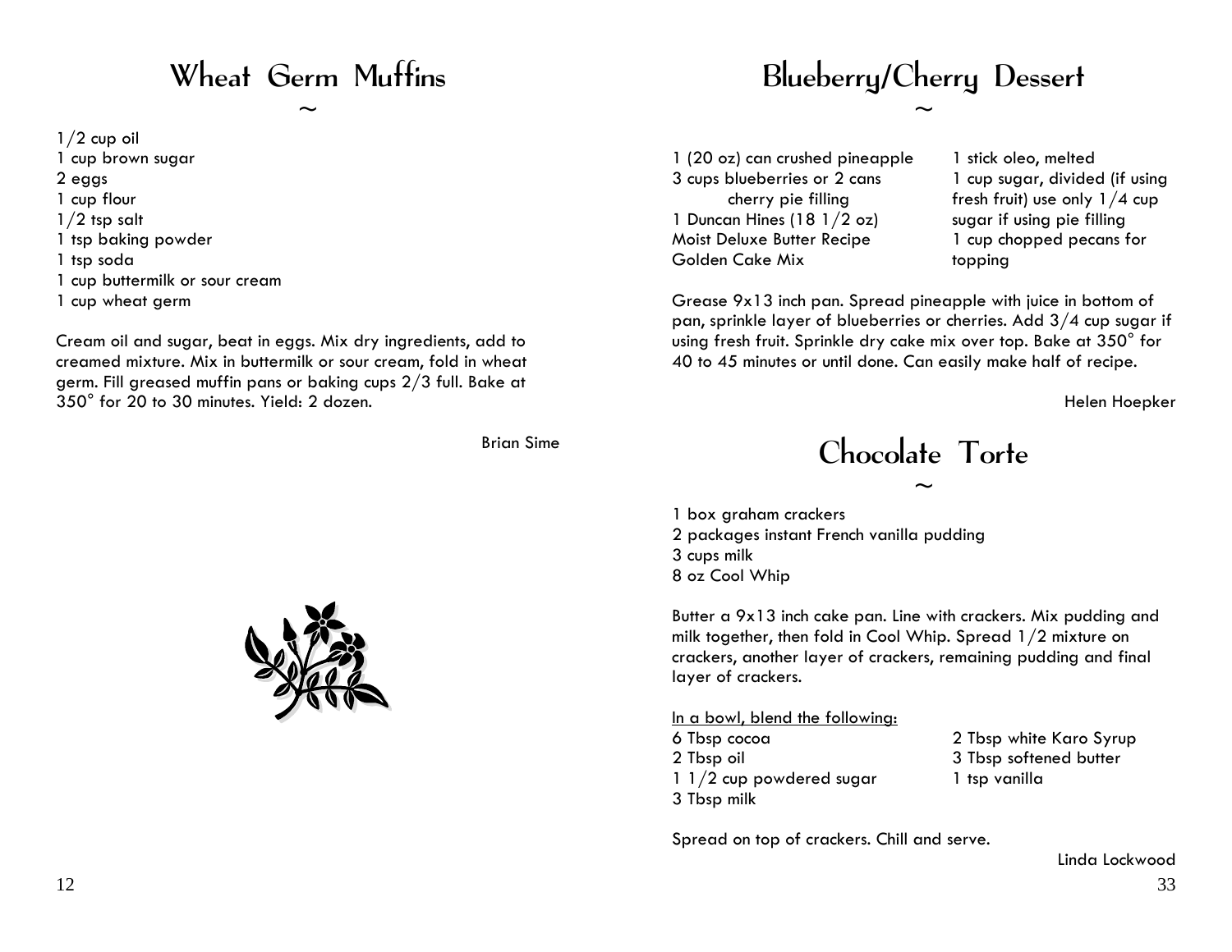# Wheat Germ Muffins

~

1/2 cup oil
1 cup brown sugar
2 eggs
1 cup flour
1/2 tsp salt
1 tsp baking powder
1 tsp soda
1 cup buttermilk or sour cream
1 cup wheat germ

Cream oil and sugar, beat in eggs. Mix dry ingredients, add to creamed mixture. Mix in buttermilk or sour cream, fold in wheat germ. Fill greased muffin pans or baking cups 2/3 full. Bake at 350° for 20 to 30 minutes. Yield: 2 dozen.

Brian Sime

# Blueberry/Cherry Dessert

~

1 (20 oz) can crushed pineapple
3 cups blueberries or 2 cans cherry pie filling
1 Duncan Hines (18 1/2 oz) Moist Deluxe Butter Recipe Golden Cake Mix
1 stick oleo, melted
1 cup sugar, divided (if using fresh fruit) use only 1/4 cup sugar if using pie filling
1 cup chopped pecans for topping

Grease 9x13 inch pan. Spread pineapple with juice in bottom of pan, sprinkle layer of blueberries or cherries. Add 3/4 cup sugar if using fresh fruit. Sprinkle dry cake mix over top. Bake at 350° for 40 to 45 minutes or until done. Can easily make half of recipe.

Helen Hoepker

# Chocolate Torte

~

1 box graham crackers
2 packages instant French vanilla pudding
3 cups milk
8 oz Cool Whip

Butter a 9x13 inch cake pan. Line with crackers. Mix pudding and milk together, then fold in Cool Whip. Spread 1/2 mixture on crackers, another layer of crackers, remaining pudding and final layer of crackers.

<u>In a bowl, blend the following:</u>

6 Tbsp cocoa
2 Tbsp oil
1 1/2 cup powdered sugar
3 Tbsp milk
2 Tbsp white Karo Syrup
3 Tbsp softened butter
1 tsp vanilla

Spread on top of crackers. Chill and serve.

Linda Lockwood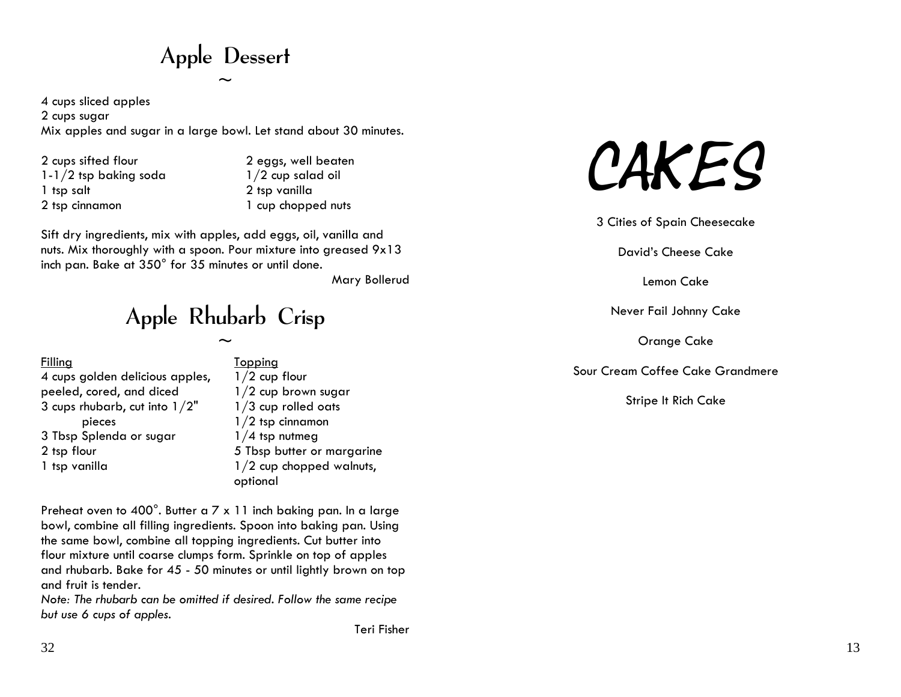# Apple Dessert

~

4 cups sliced apples
2 cups sugar
Mix apples and sugar in a large bowl. Let stand about 30 minutes.

2 cups sifted flour
1-1/2 tsp baking soda
1 tsp salt
2 tsp cinnamon

2 eggs, well beaten
1/2 cup salad oil
2 tsp vanilla
1 cup chopped nuts

Sift dry ingredients, mix with apples, add eggs, oil, vanilla and nuts. Mix thoroughly with a spoon. Pour mixture into greased 9x13 inch pan. Bake at 350° for 35 minutes or until done.

Mary Bollerud

# Apple Rhubarb Crisp

~

Filling
4 cups golden delicious apples, peeled, cored, and diced
3 cups rhubarb, cut into 1/2" pieces
3 Tbsp Splenda or sugar
2 tsp flour
1 tsp vanilla

Topping
1/2 cup flour
1/2 cup brown sugar
1/3 cup rolled oats
1/2 tsp cinnamon
1/4 tsp nutmeg
5 Tbsp butter or margarine
1/2 cup chopped walnuts, optional

Preheat oven to 400°. Butter a 7 x 11 inch baking pan. In a large bowl, combine all filling ingredients. Spoon into baking pan. Using the same bowl, combine all topping ingredients. Cut butter into flour mixture until coarse clumps form. Sprinkle on top of apples and rhubarb. Bake for 45 - 50 minutes or until lightly brown on top and fruit is tender.

*Note: The rhubarb can be omitted if desired. Follow the same recipe but use 6 cups of apples.*

Teri Fisher

# CAKES

3 Cities of Spain Cheesecake

David's Cheese Cake

Lemon Cake

Never Fail Johnny Cake

Orange Cake

Sour Cream Coffee Cake Grandmere

Stripe It Rich Cake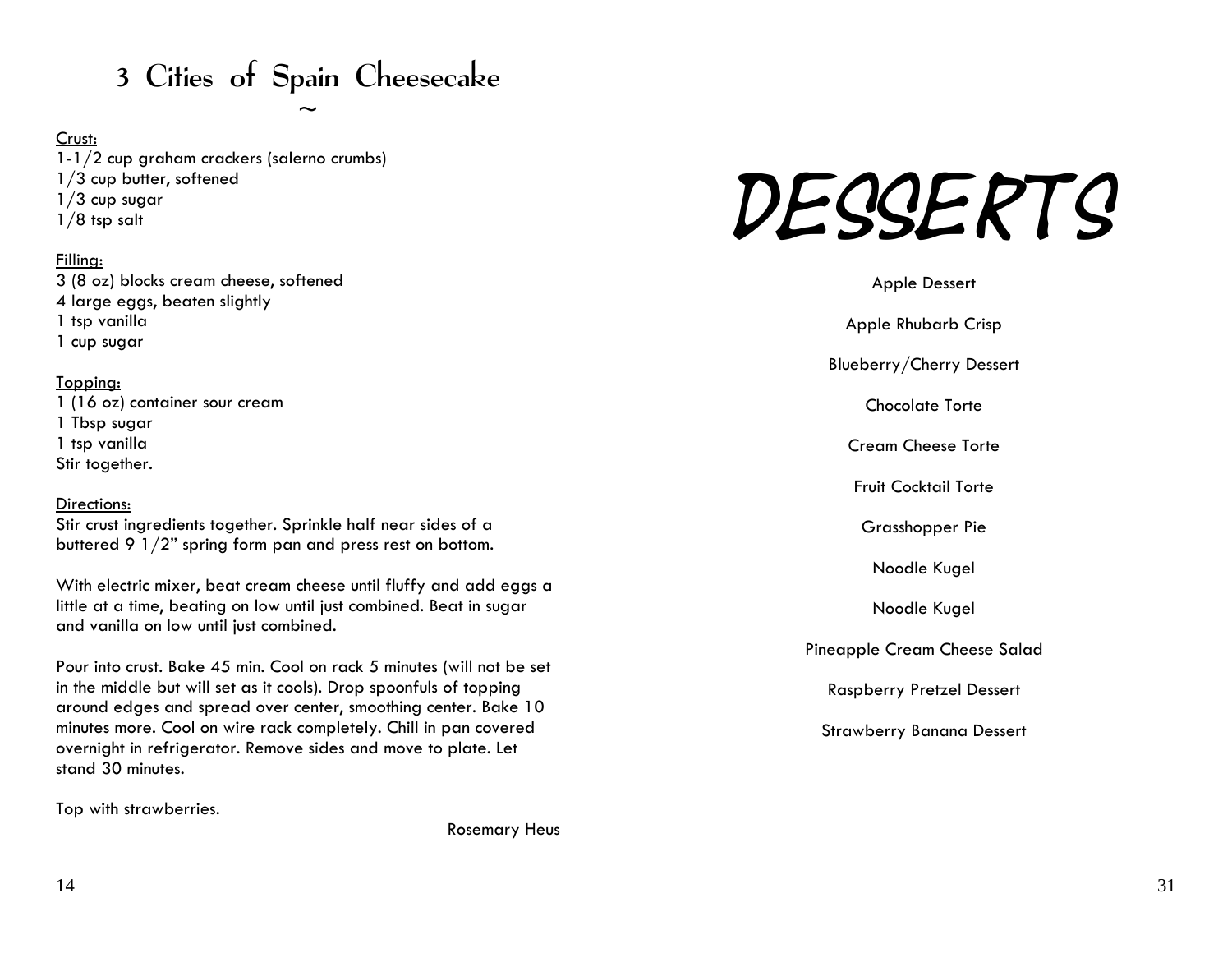# 3 Cities of Spain Cheesecake

~

Crust:

1-1/2 cup graham crackers (salerno crumbs)
1/3 cup butter, softened
1/3 cup sugar
1/8 tsp salt

Filling:

3 (8 oz) blocks cream cheese, softened
4 large eggs, beaten slightly
1 tsp vanilla
1 cup sugar

Topping:

1 (16 oz) container sour cream
1 Tbsp sugar
1 tsp vanilla
Stir together.

Directions:

Stir crust ingredients together. Sprinkle half near sides of a buttered 9 1/2" spring form pan and press rest on bottom.

With electric mixer, beat cream cheese until fluffy and add eggs a little at a time, beating on low until just combined. Beat in sugar and vanilla on low until just combined.

Pour into crust. Bake 45 min. Cool on rack 5 minutes (will not be set in the middle but will set as it cools). Drop spoonfuls of topping around edges and spread over center, smoothing center. Bake 10 minutes more. Cool on wire rack completely. Chill in pan covered overnight in refrigerator. Remove sides and move to plate. Let stand 30 minutes.

Top with strawberries.

Rosemary Heus

# DESSERTS

Apple Dessert

Apple Rhubarb Crisp

Blueberry/Cherry Dessert

Chocolate Torte

Cream Cheese Torte

Fruit Cocktail Torte

Grasshopper Pie

Noodle Kugel

Noodle Kugel

Pineapple Cream Cheese Salad

Raspberry Pretzel Dessert

Strawberry Banana Dessert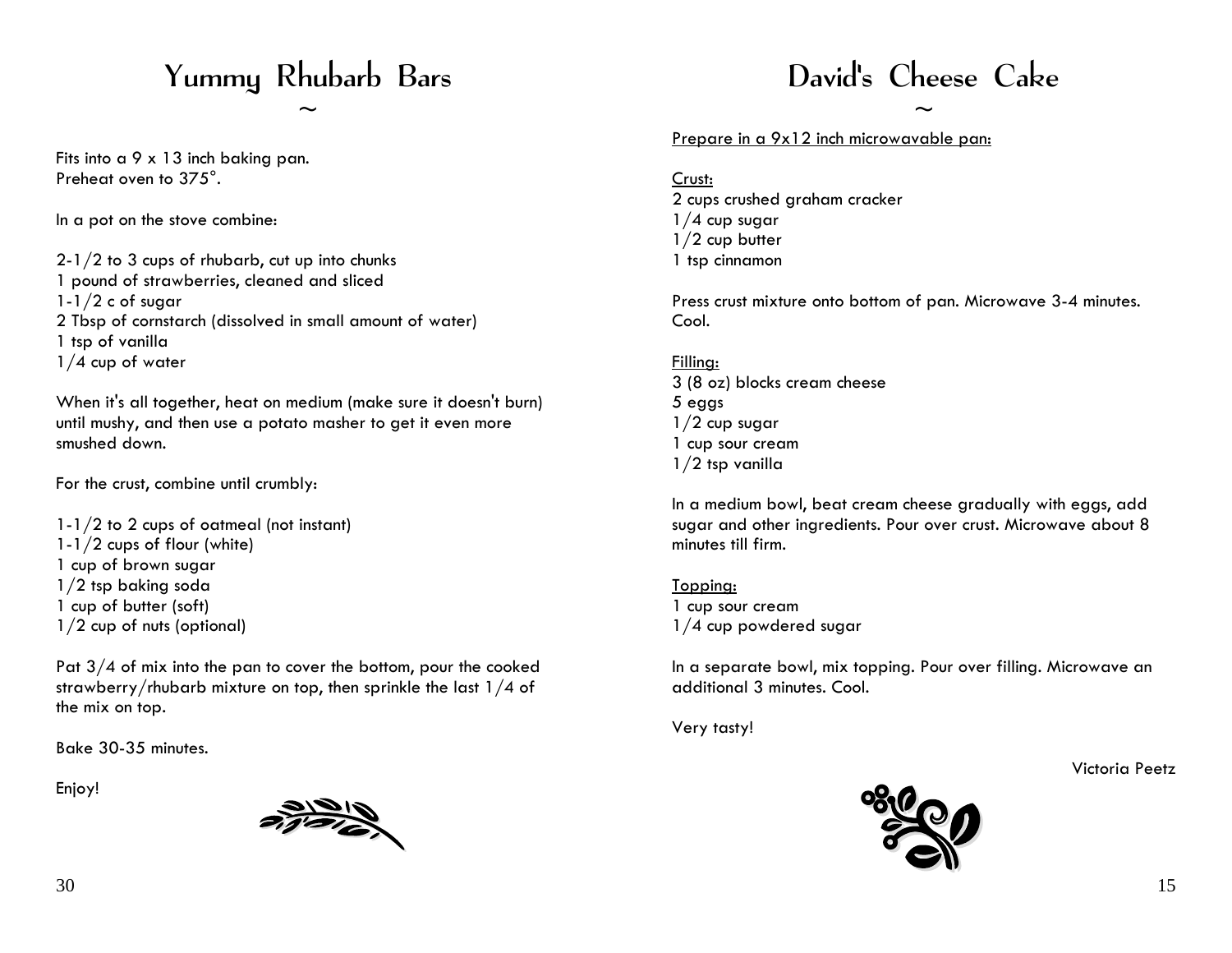# Yummy Rhubarb Bars

~

Fits into a 9 x 13 inch baking pan.
Preheat oven to 375°.

In a pot on the stove combine:

2-1/2 to 3 cups of rhubarb, cut up into chunks
1 pound of strawberries, cleaned and sliced
1-1/2 c of sugar
2 Tbsp of cornstarch (dissolved in small amount of water)
1 tsp of vanilla
1/4 cup of water

When it's all together, heat on medium (make sure it doesn't burn) until mushy, and then use a potato masher to get it even more smushed down.

For the crust, combine until crumbly:

1-1/2 to 2 cups of oatmeal (not instant)
1-1/2 cups of flour (white)
1 cup of brown sugar
1/2 tsp baking soda
1 cup of butter (soft)
1/2 cup of nuts (optional)

Pat 3/4 of mix into the pan to cover the bottom, pour the cooked strawberry/rhubarb mixture on top, then sprinkle the last 1/4 of the mix on top.

Bake 30-35 minutes.

Enjoy!

# David's Cheese Cake

~

<u>Prepare in a 9x12 inch microwavable pan:</u>

<u>Crust:</u>
2 cups crushed graham cracker
1/4 cup sugar
1/2 cup butter
1 tsp cinnamon

Press crust mixture onto bottom of pan. Microwave 3-4 minutes. Cool.

<u>Filling:</u>
3 (8 oz) blocks cream cheese
5 eggs
1/2 cup sugar
1 cup sour cream
1/2 tsp vanilla

In a medium bowl, beat cream cheese gradually with eggs, add sugar and other ingredients. Pour over crust. Microwave about 8 minutes till firm.

<u>Topping:</u>
1 cup sour cream
1/4 cup powdered sugar

In a separate bowl, mix topping. Pour over filling. Microwave an additional 3 minutes. Cool.

Very tasty!

Victoria Peetz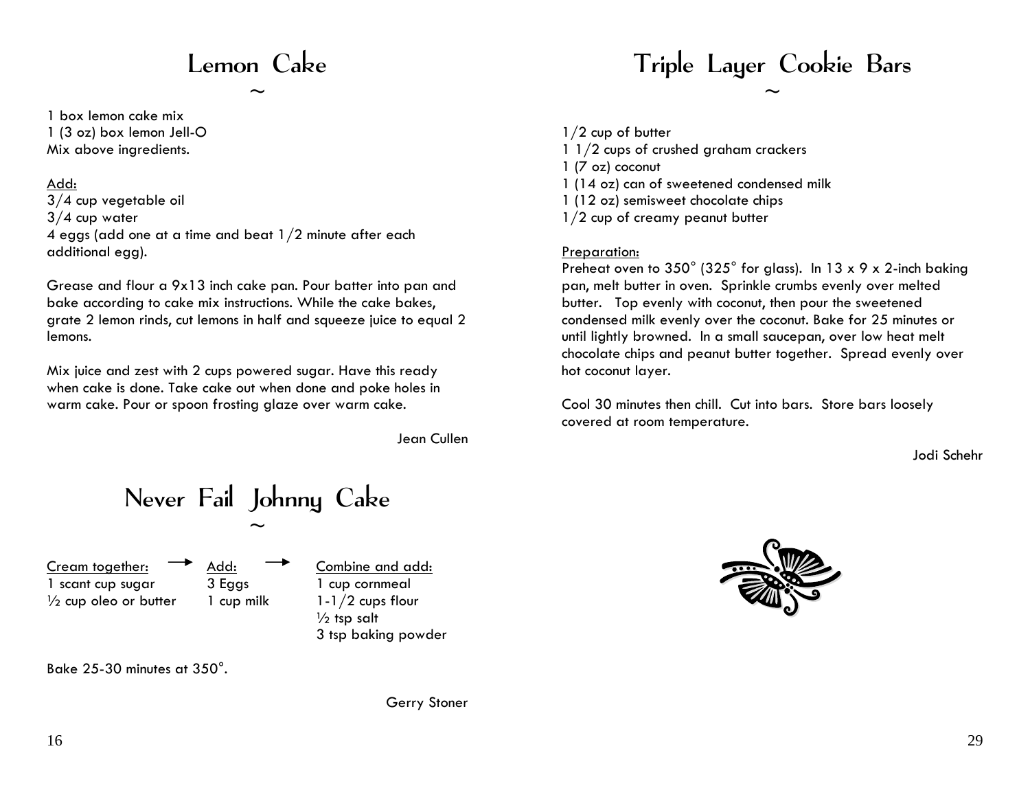# Lemon Cake

~

1 box lemon cake mix
1 (3 oz) box lemon Jell-O
Mix above ingredients.

Add:
3/4 cup vegetable oil
3/4 cup water
4 eggs (add one at a time and beat 1/2 minute after each additional egg).

Grease and flour a 9x13 inch cake pan. Pour batter into pan and bake according to cake mix instructions. While the cake bakes, grate 2 lemon rinds, cut lemons in half and squeeze juice to equal 2 lemons.

Mix juice and zest with 2 cups powered sugar. Have this ready when cake is done. Take cake out when done and poke holes in warm cake. Pour or spoon frosting glaze over warm cake.

Jean Cullen

# Never Fail Johnny Cake

~

| Cream together: → | Add: → | Combine and add: |
| --- | --- | --- |
| 1 scant cup sugar | 3 Eggs | 1 cup cornmeal |
| ½ cup oleo or butter | 1 cup milk | 1-1/2 cups flour |
| | | ½ tsp salt |
| | | 3 tsp baking powder |

Bake 25-30 minutes at 350°.

Gerry Stoner

# Triple Layer Cookie Bars

~

1/2 cup of butter
1 1/2 cups of crushed graham crackers
1 (7 oz) coconut
1 (14 oz) can of sweetened condensed milk
1 (12 oz) semisweet chocolate chips
1/2 cup of creamy peanut butter

Preparation:
Preheat oven to 350° (325° for glass). In 13 x 9 x 2-inch baking pan, melt butter in oven. Sprinkle crumbs evenly over melted butter. Top evenly with coconut, then pour the sweetened condensed milk evenly over the coconut. Bake for 25 minutes or until lightly browned. In a small saucepan, over low heat melt chocolate chips and peanut butter together. Spread evenly over hot coconut layer.

Cool 30 minutes then chill. Cut into bars. Store bars loosely covered at room temperature.

Jodi Schehr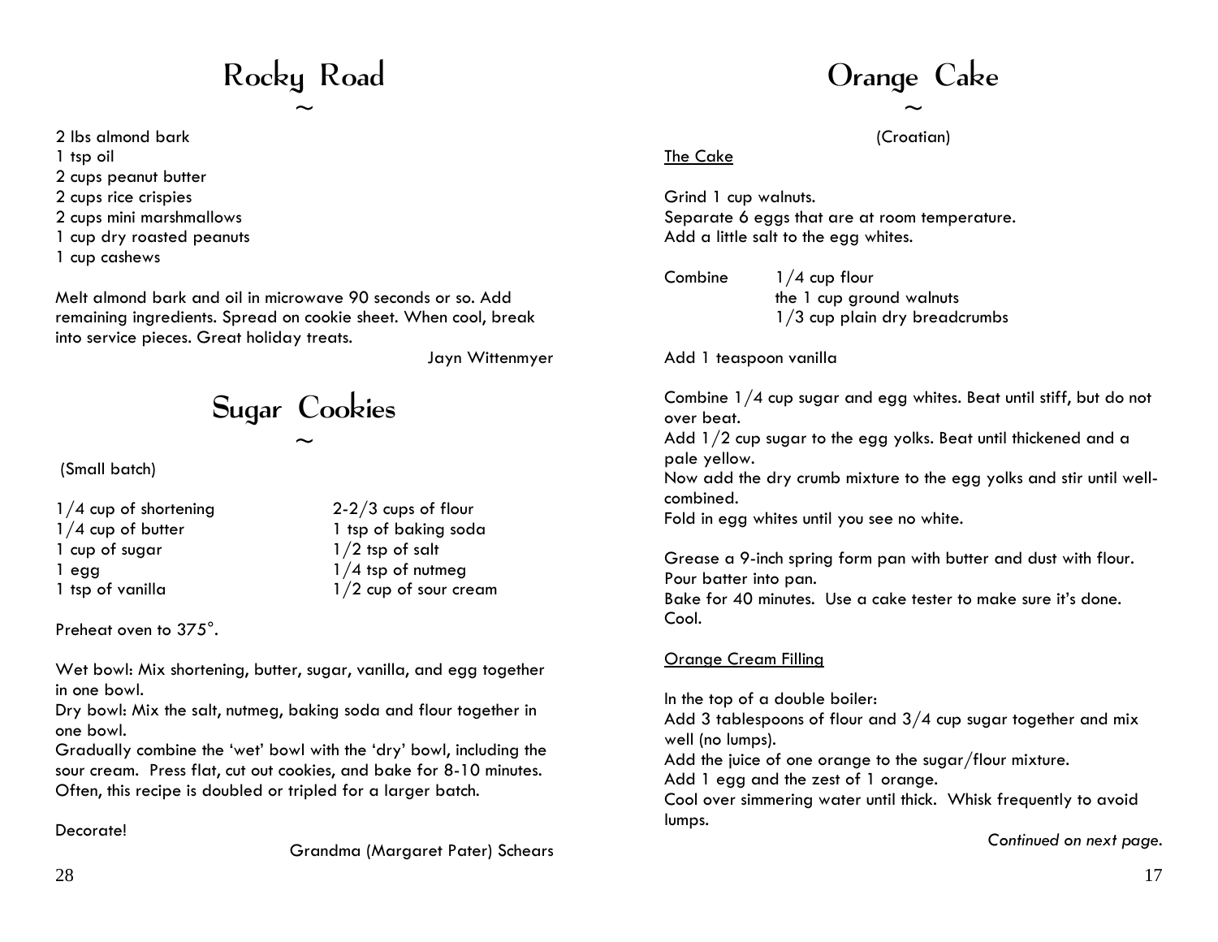# Rocky Road

~

2 lbs almond bark
1 tsp oil
2 cups peanut butter
2 cups rice crispies
2 cups mini marshmallows
1 cup dry roasted peanuts
1 cup cashews

Melt almond bark and oil in microwave 90 seconds or so. Add remaining ingredients. Spread on cookie sheet. When cool, break into service pieces. Great holiday treats.

Jayn Wittenmyer

# Sugar Cookies

~

(Small batch)

1/4 cup of shortening
1/4 cup of butter
1 cup of sugar
1 egg
1 tsp of vanilla

2-2/3 cups of flour
1 tsp of baking soda
1/2 tsp of salt
1/4 tsp of nutmeg
1/2 cup of sour cream

Preheat oven to 375°.

Wet bowl: Mix shortening, butter, sugar, vanilla, and egg together in one bowl.
Dry bowl: Mix the salt, nutmeg, baking soda and flour together in one bowl.
Gradually combine the 'wet' bowl with the 'dry' bowl, including the sour cream. Press flat, cut out cookies, and bake for 8-10 minutes. Often, this recipe is doubled or tripled for a larger batch.

Decorate!

Grandma (Margaret Pater) Schears

# Orange Cake

~

(Croatian)

The Cake

Grind 1 cup walnuts.
Separate 6 eggs that are at room temperature.
Add a little salt to the egg whites.

Combine 1/4 cup flour
the 1 cup ground walnuts
1/3 cup plain dry breadcrumbs

Add 1 teaspoon vanilla

Combine 1/4 cup sugar and egg whites. Beat until stiff, but do not over beat.
Add 1/2 cup sugar to the egg yolks. Beat until thickened and a pale yellow.
Now add the dry crumb mixture to the egg yolks and stir until well-combined.
Fold in egg whites until you see no white.

Grease a 9-inch spring form pan with butter and dust with flour.
Pour batter into pan.
Bake for 40 minutes. Use a cake tester to make sure it's done.
Cool.

Orange Cream Filling

In the top of a double boiler:
Add 3 tablespoons of flour and 3/4 cup sugar together and mix well (no lumps).
Add the juice of one orange to the sugar/flour mixture.
Add 1 egg and the zest of 1 orange.
Cool over simmering water until thick. Whisk frequently to avoid lumps.

*Continued on next page.*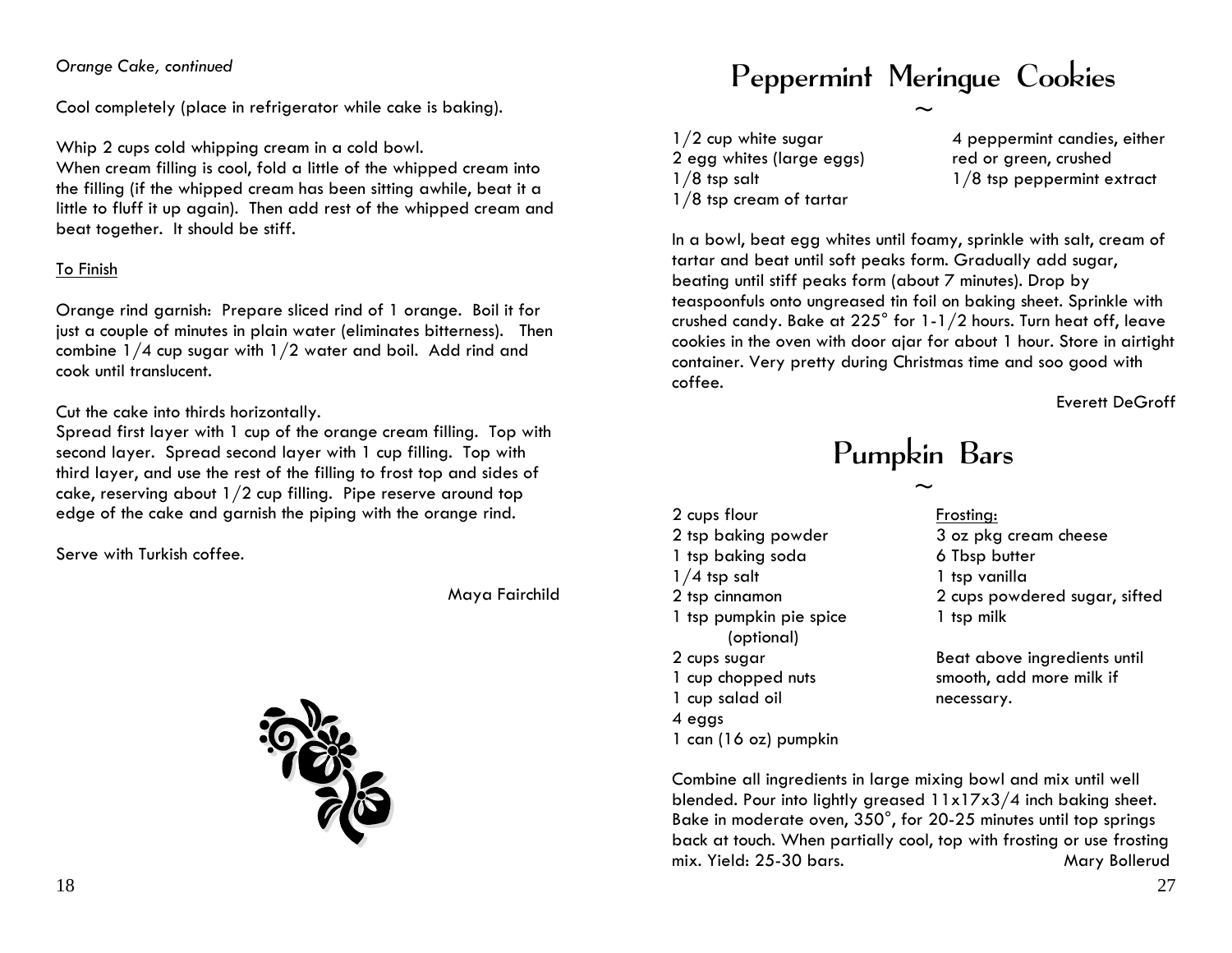*Orange Cake, continued*

Cool completely (place in refrigerator while cake is baking).

Whip 2 cups cold whipping cream in a cold bowl.
When cream filling is cool, fold a little of the whipped cream into the filling (if the whipped cream has been sitting awhile, beat it a little to fluff it up again). Then add rest of the whipped cream and beat together. It should be stiff.

To Finish

Orange rind garnish: Prepare sliced rind of 1 orange. Boil it for just a couple of minutes in plain water (eliminates bitterness). Then combine 1/4 cup sugar with 1/2 water and boil. Add rind and cook until translucent.

Cut the cake into thirds horizontally.
Spread first layer with 1 cup of the orange cream filling. Top with second layer. Spread second layer with 1 cup filling. Top with third layer, and use the rest of the filling to frost top and sides of cake, reserving about 1/2 cup filling. Pipe reserve around top edge of the cake and garnish the piping with the orange rind.

Serve with Turkish coffee.

Maya Fairchild

# Peppermint Meringue Cookies

~

1/2 cup white sugar
2 egg whites (large eggs)
1/8 tsp salt
1/8 tsp cream of tartar
4 peppermint candies, either red or green, crushed
1/8 tsp peppermint extract

In a bowl, beat egg whites until foamy, sprinkle with salt, cream of tartar and beat until soft peaks form. Gradually add sugar, beating until stiff peaks form (about 7 minutes). Drop by teaspoonfuls onto ungreased tin foil on baking sheet. Sprinkle with crushed candy. Bake at 225° for 1-1/2 hours. Turn heat off, leave cookies in the oven with door ajar for about 1 hour. Store in airtight container. Very pretty during Christmas time and soo good with coffee.

Everett DeGroff

# Pumpkin Bars

~

2 cups flour
2 tsp baking powder
1 tsp baking soda
1/4 tsp salt
2 tsp cinnamon
1 tsp pumpkin pie spice (optional)
2 cups sugar
1 cup chopped nuts
1 cup salad oil
4 eggs
1 can (16 oz) pumpkin

Frosting:

3 oz pkg cream cheese
6 Tbsp butter
1 tsp vanilla
2 cups powdered sugar, sifted
1 tsp milk

Beat above ingredients until smooth, add more milk if necessary.

Combine all ingredients in large mixing bowl and mix until well blended. Pour into lightly greased 11x17x3/4 inch baking sheet. Bake in moderate oven, 350°, for 20-25 minutes until top springs back at touch. When partially cool, top with frosting or use frosting mix. Yield: 25-30 bars.

Mary Bollerud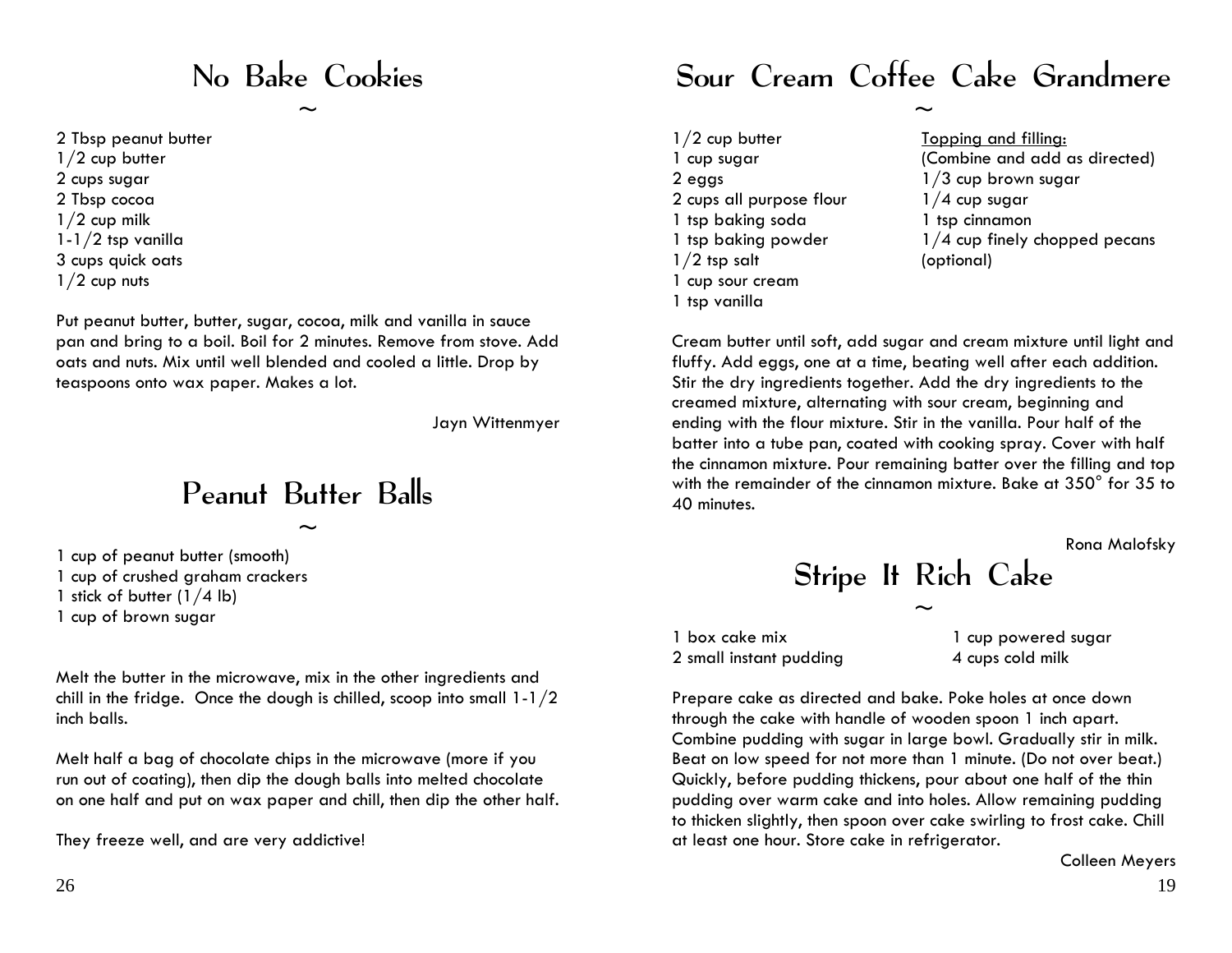# No Bake Cookies

~

2 Tbsp peanut butter
1/2 cup butter
2 cups sugar
2 Tbsp cocoa
1/2 cup milk
1-1/2 tsp vanilla
3 cups quick oats
1/2 cup nuts

Put peanut butter, butter, sugar, cocoa, milk and vanilla in sauce pan and bring to a boil. Boil for 2 minutes. Remove from stove. Add oats and nuts. Mix until well blended and cooled a little. Drop by teaspoons onto wax paper. Makes a lot.

Jayn Wittenmyer

# Peanut Butter Balls

~

1 cup of peanut butter (smooth)
1 cup of crushed graham crackers
1 stick of butter (1/4 lb)
1 cup of brown sugar

Melt the butter in the microwave, mix in the other ingredients and chill in the fridge. Once the dough is chilled, scoop into small 1-1/2 inch balls.

Melt half a bag of chocolate chips in the microwave (more if you run out of coating), then dip the dough balls into melted chocolate on one half and put on wax paper and chill, then dip the other half.

They freeze well, and are very addictive!

# Sour Cream Coffee Cake Grandmere

~

1/2 cup butter
1 cup sugar
2 eggs
2 cups all purpose flour
1 tsp baking soda
1 tsp baking powder
1/2 tsp salt
1 cup sour cream
1 tsp vanilla

<u>Topping and filling:</u>
(Combine and add as directed)
1/3 cup brown sugar
1/4 cup sugar
1 tsp cinnamon
1/4 cup finely chopped pecans (optional)

Cream butter until soft, add sugar and cream mixture until light and fluffy. Add eggs, one at a time, beating well after each addition. Stir the dry ingredients together. Add the dry ingredients to the creamed mixture, alternating with sour cream, beginning and ending with the flour mixture. Stir in the vanilla. Pour half of the batter into a tube pan, coated with cooking spray. Cover with half the cinnamon mixture. Pour remaining batter over the filling and top with the remainder of the cinnamon mixture. Bake at 350° for 35 to 40 minutes.

Rona Malofsky

# Stripe It Rich Cake

~

1 box cake mix
2 small instant pudding
1 cup powered sugar
4 cups cold milk

Prepare cake as directed and bake. Poke holes at once down through the cake with handle of wooden spoon 1 inch apart. Combine pudding with sugar in large bowl. Gradually stir in milk. Beat on low speed for not more than 1 minute. (Do not over beat.) Quickly, before pudding thickens, pour about one half of the thin pudding over warm cake and into holes. Allow remaining pudding to thicken slightly, then spoon over cake swirling to frost cake. Chill at least one hour. Store cake in refrigerator.

Colleen Meyers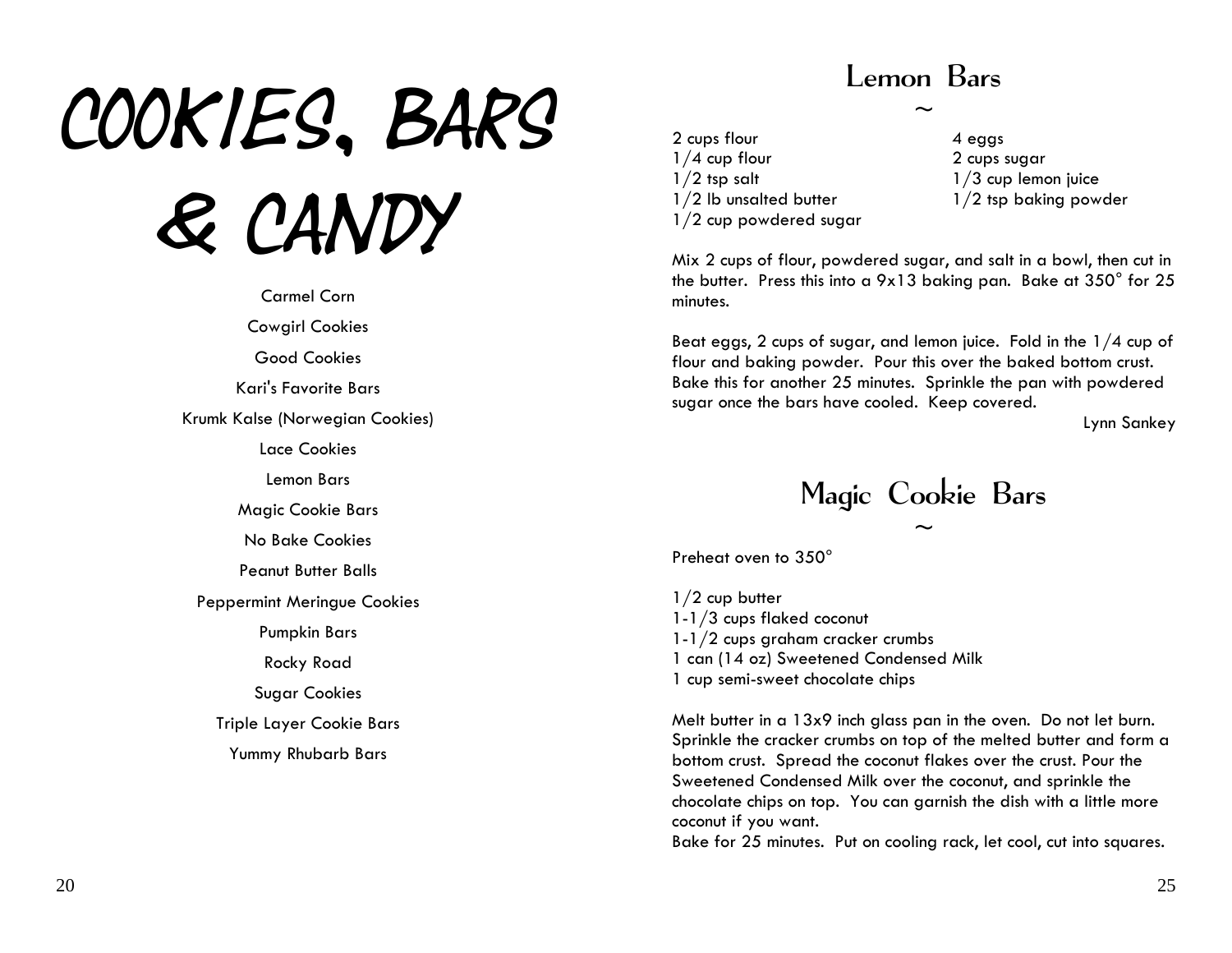# COOKIES, BARS & CANDY

Carmel Corn

Cowgirl Cookies

Good Cookies

Kari's Favorite Bars

Krumk Kalse (Norwegian Cookies)

Lace Cookies

Lemon Bars

Magic Cookie Bars

No Bake Cookies

Peanut Butter Balls

Peppermint Meringue Cookies

Pumpkin Bars

Rocky Road

Sugar Cookies

Triple Layer Cookie Bars

Yummy Rhubarb Bars

## Lemon Bars

~

2 cups flour
1/4 cup flour
1/2 tsp salt
1/2 lb unsalted butter
1/2 cup powdered sugar
4 eggs
2 cups sugar
1/3 cup lemon juice
1/2 tsp baking powder

Mix 2 cups of flour, powdered sugar, and salt in a bowl, then cut in the butter. Press this into a 9x13 baking pan. Bake at 350° for 25 minutes.

Beat eggs, 2 cups of sugar, and lemon juice. Fold in the 1/4 cup of flour and baking powder. Pour this over the baked bottom crust. Bake this for another 25 minutes. Sprinkle the pan with powdered sugar once the bars have cooled. Keep covered.

Lynn Sankey

## Magic Cookie Bars

~

Preheat oven to 350°

1/2 cup butter
1-1/3 cups flaked coconut
1-1/2 cups graham cracker crumbs
1 can (14 oz) Sweetened Condensed Milk
1 cup semi-sweet chocolate chips

Melt butter in a 13x9 inch glass pan in the oven. Do not let burn. Sprinkle the cracker crumbs on top of the melted butter and form a bottom crust. Spread the coconut flakes over the crust. Pour the Sweetened Condensed Milk over the coconut, and sprinkle the chocolate chips on top. You can garnish the dish with a little more coconut if you want.
Bake for 25 minutes. Put on cooling rack, let cool, cut into squares.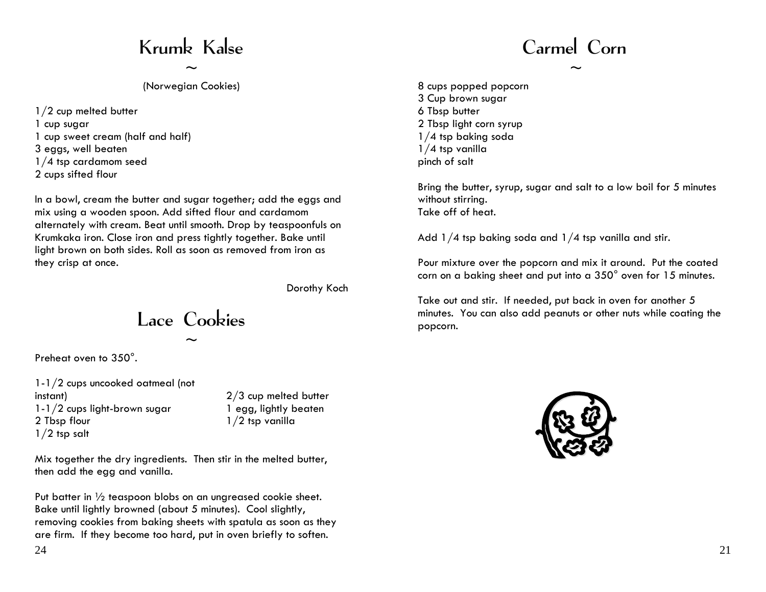# Krumk Kalse

~

(Norwegian Cookies)

1/2 cup melted butter
1 cup sugar
1 cup sweet cream (half and half)
3 eggs, well beaten
1/4 tsp cardamom seed
2 cups sifted flour

In a bowl, cream the butter and sugar together; add the eggs and mix using a wooden spoon. Add sifted flour and cardamom alternately with cream. Beat until smooth. Drop by teaspoonfuls on Krumkaka iron. Close iron and press tightly together. Bake until light brown on both sides. Roll as soon as removed from iron as they crisp at once.

Dorothy Koch

# Lace Cookies

~

Preheat oven to 350°.

1-1/2 cups uncooked oatmeal (not instant)
1-1/2 cups light-brown sugar
2 Tbsp flour
1/2 tsp salt
2/3 cup melted butter
1 egg, lightly beaten
1/2 tsp vanilla

Mix together the dry ingredients. Then stir in the melted butter, then add the egg and vanilla.

Put batter in ½ teaspoon blobs on an ungreased cookie sheet. Bake until lightly browned (about 5 minutes). Cool slightly, removing cookies from baking sheets with spatula as soon as they are firm. If they become too hard, put in oven briefly to soften.

# Carmel Corn

~

8 cups popped popcorn
3 Cup brown sugar
6 Tbsp butter
2 Tbsp light corn syrup
1/4 tsp baking soda
1/4 tsp vanilla
pinch of salt

Bring the butter, syrup, sugar and salt to a low boil for 5 minutes without stirring.
Take off of heat.

Add 1/4 tsp baking soda and 1/4 tsp vanilla and stir.

Pour mixture over the popcorn and mix it around. Put the coated corn on a baking sheet and put into a 350° oven for 15 minutes.

Take out and stir. If needed, put back in oven for another 5 minutes. You can also add peanuts or other nuts while coating the popcorn.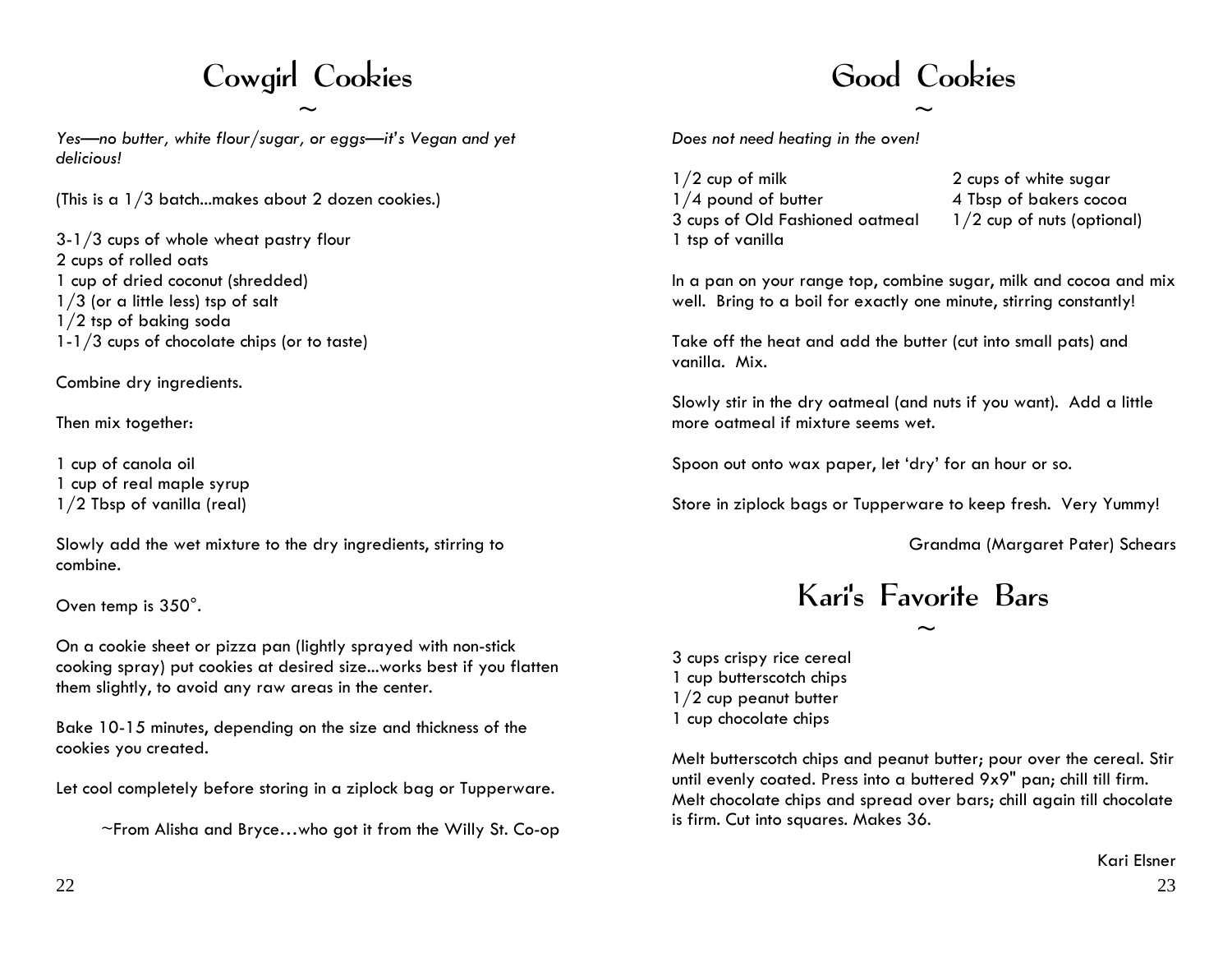# Cowgirl Cookies

~

*Yes—no butter, white flour/sugar, or eggs—it's Vegan and yet delicious!*

(This is a 1/3 batch...makes about 2 dozen cookies.)

3-1/3 cups of whole wheat pastry flour
2 cups of rolled oats
1 cup of dried coconut (shredded)
1/3 (or a little less) tsp of salt
1/2 tsp of baking soda
1-1/3 cups of chocolate chips (or to taste)

Combine dry ingredients.

Then mix together:

1 cup of canola oil
1 cup of real maple syrup
1/2 Tbsp of vanilla (real)

Slowly add the wet mixture to the dry ingredients, stirring to combine.

Oven temp is 350°.

On a cookie sheet or pizza pan (lightly sprayed with non-stick cooking spray) put cookies at desired size...works best if you flatten them slightly, to avoid any raw areas in the center.

Bake 10-15 minutes, depending on the size and thickness of the cookies you created.

Let cool completely before storing in a ziplock bag or Tupperware.

~From Alisha and Bryce…who got it from the Willy St. Co-op

# Good Cookies

~

*Does not need heating in the oven!*

1/2 cup of milk
1/4 pound of butter
3 cups of Old Fashioned oatmeal
1 tsp of vanilla
2 cups of white sugar
4 Tbsp of bakers cocoa
1/2 cup of nuts (optional)

In a pan on your range top, combine sugar, milk and cocoa and mix well. Bring to a boil for exactly one minute, stirring constantly!

Take off the heat and add the butter (cut into small pats) and vanilla. Mix.

Slowly stir in the dry oatmeal (and nuts if you want). Add a little more oatmeal if mixture seems wet.

Spoon out onto wax paper, let 'dry' for an hour or so.

Store in ziplock bags or Tupperware to keep fresh. Very Yummy!

Grandma (Margaret Pater) Schears

# Kari's Favorite Bars

~

3 cups crispy rice cereal
1 cup butterscotch chips
1/2 cup peanut butter
1 cup chocolate chips

Melt butterscotch chips and peanut butter; pour over the cereal. Stir until evenly coated. Press into a buttered 9x9" pan; chill till firm. Melt chocolate chips and spread over bars; chill again till chocolate is firm. Cut into squares. Makes 36.

Kari Elsner